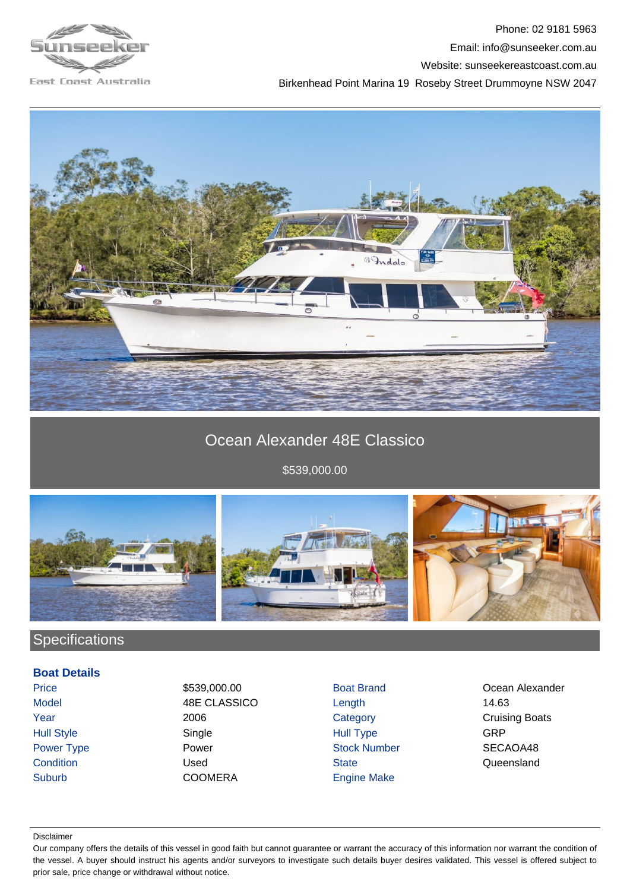Phone: 02 9181 5963
Email: info@sunseeker.com.au
Website: sunseekereastcoast.com.au
Birkenhead Point Marina 19 Roseby Street Drummoyne NSW 2047

# Ocean Alexander 48E Classico

$539,000.00

## Specifications

### Boat Details

| | | | |
|---|---|---|---|
| Price | $539,000.00 | Boat Brand | Ocean Alexander |
| Model | 48E CLASSICO | Length | 14.63 |
| Year | 2006 | Category | Cruising Boats |
| Hull Style | Single | Hull Type | GRP |
| Power Type | Power | Stock Number | SECAOA48 |
| Condition | Used | State | Queensland |
| Suburb | COOMERA | Engine Make | |

Disclaimer

Our company offers the details of this vessel in good faith but cannot guarantee or warrant the accuracy of this information nor warrant the condition of the vessel. A buyer should instruct his agents and/or surveyors to investigate such details buyer desires validated. This vessel is offered subject to prior sale, price change or withdrawal without notice.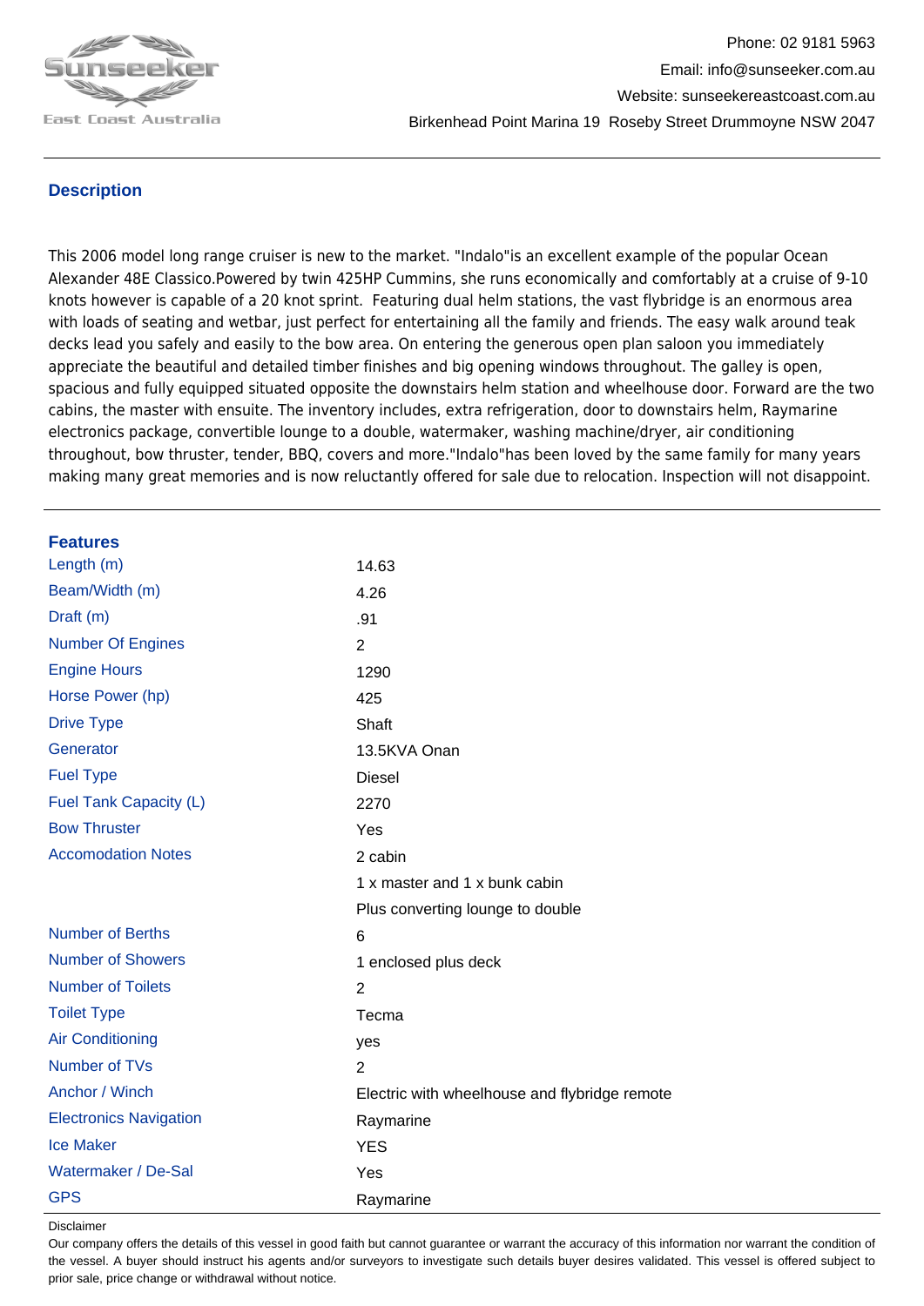Phone: 02 9181 5963
Email: info@sunseeker.com.au
Website: sunseekereastcoast.com.au
Birkenhead Point Marina 19 Roseby Street Drummoyne NSW 2047

## Description

This 2006 model long range cruiser is new to the market. "Indalo"is an excellent example of the popular Ocean Alexander 48E Classico.Powered by twin 425HP Cummins, she runs economically and comfortably at a cruise of 9-10 knots however is capable of a 20 knot sprint. Featuring dual helm stations, the vast flybridge is an enormous area with loads of seating and wetbar, just perfect for entertaining all the family and friends. The easy walk around teak decks lead you safely and easily to the bow area. On entering the generous open plan saloon you immediately appreciate the beautiful and detailed timber finishes and big opening windows throughout. The galley is open, spacious and fully equipped situated opposite the downstairs helm station and wheelhouse door. Forward are the two cabins, the master with ensuite. The inventory includes, extra refrigeration, door to downstairs helm, Raymarine electronics package, convertible lounge to a double, watermaker, washing machine/dryer, air conditioning throughout, bow thruster, tender, BBQ, covers and more."Indalo"has been loved by the same family for many years making many great memories and is now reluctantly offered for sale due to relocation. Inspection will not disappoint.

## Features

| | |
|---|---|
| Length (m) | 14.63 |
| Beam/Width (m) | 4.26 |
| Draft (m) | .91 |
| Number Of Engines | 2 |
| Engine Hours | 1290 |
| Horse Power (hp) | 425 |
| Drive Type | Shaft |
| Generator | 13.5KVA Onan |
| Fuel Type | Diesel |
| Fuel Tank Capacity (L) | 2270 |
| Bow Thruster | Yes |
| Accomodation Notes | 2 cabin<br>1 x master and 1 x bunk cabin<br>Plus converting lounge to double |
| Number of Berths | 6 |
| Number of Showers | 1 enclosed plus deck |
| Number of Toilets | 2 |
| Toilet Type | Tecma |
| Air Conditioning | yes |
| Number of TVs | 2 |
| Anchor / Winch | Electric with wheelhouse and flybridge remote |
| Electronics Navigation | Raymarine |
| Ice Maker | YES |
| Watermaker / De-Sal | Yes |
| GPS | Raymarine |

Disclaimer

Our company offers the details of this vessel in good faith but cannot guarantee or warrant the accuracy of this information nor warrant the condition of the vessel. A buyer should instruct his agents and/or surveyors to investigate such details buyer desires validated. This vessel is offered subject to prior sale, price change or withdrawal without notice.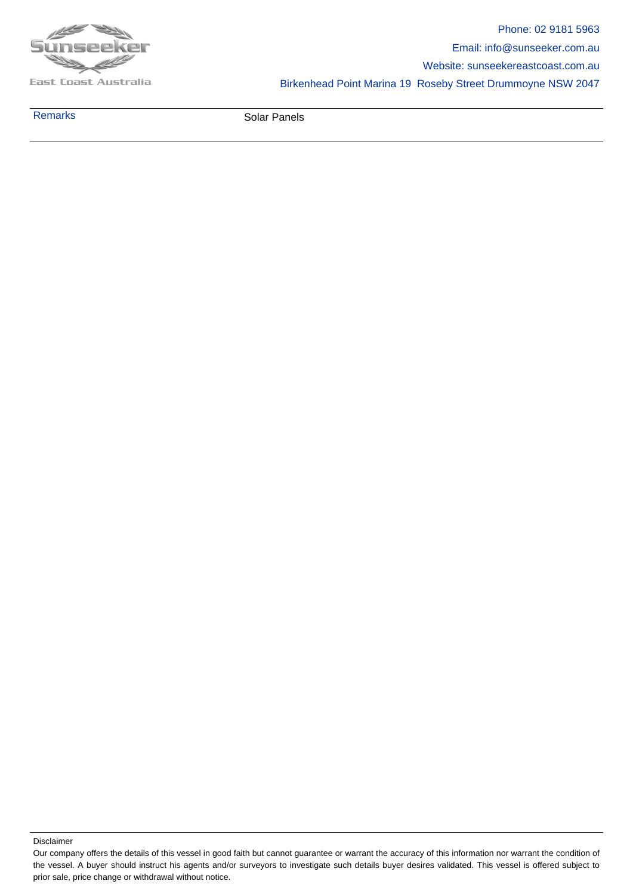| | |
|---|---|
| Remarks | Solar Panels |

Disclaimer

Our company offers the details of this vessel in good faith but cannot guarantee or warrant the accuracy of this information nor warrant the condition of the vessel. A buyer should instruct his agents and/or surveyors to investigate such details buyer desires validated. This vessel is offered subject to prior sale, price change or withdrawal without notice.